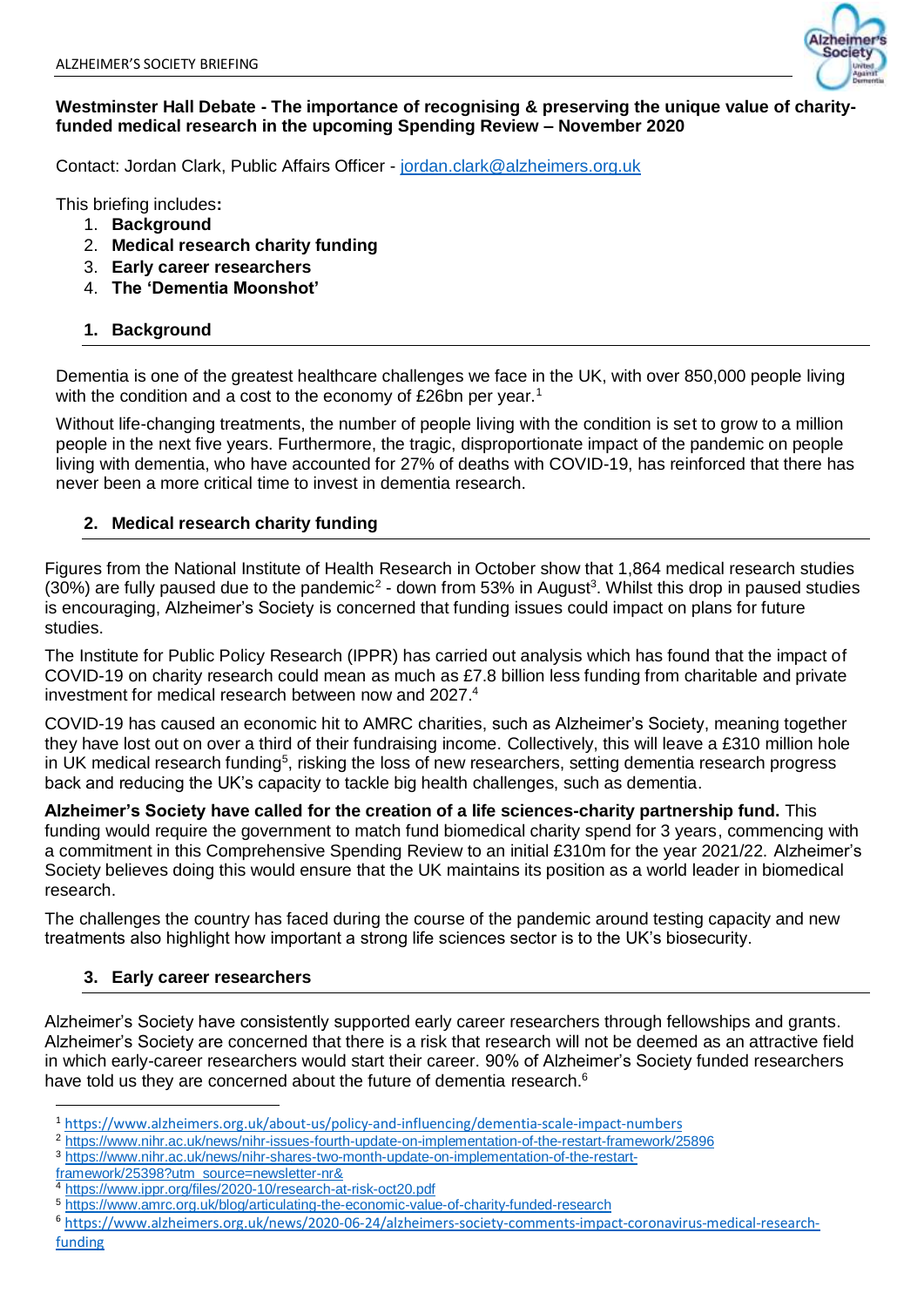ALZHEIMER'S SOCIETY BRIEFING

**Westminster Hall Debate - The importance of recognising & preserving the unique value of charity-funded medical research in the upcoming Spending Review – November 2020**

Contact: Jordan Clark, Public Affairs Officer - jordan.clark@alzheimers.org.uk

This briefing includes**:**

1. **Background**
2. **Medical research charity funding**
3. **Early career researchers**
4. **The 'Dementia Moonshot'**

## 1. Background

Dementia is one of the greatest healthcare challenges we face in the UK, with over 850,000 people living with the condition and a cost to the economy of £26bn per year.[1]

Without life-changing treatments, the number of people living with the condition is set to grow to a million people in the next five years. Furthermore, the tragic, disproportionate impact of the pandemic on people living with dementia, who have accounted for 27% of deaths with COVID-19, has reinforced that there has never been a more critical time to invest in dementia research.

## 2. Medical research charity funding

Figures from the National Institute of Health Research in October show that 1,864 medical research studies (30%) are fully paused due to the pandemic[2] - down from 53% in August[3]. Whilst this drop in paused studies is encouraging, Alzheimer's Society is concerned that funding issues could impact on plans for future studies.

The Institute for Public Policy Research (IPPR) has carried out analysis which has found that the impact of COVID-19 on charity research could mean as much as £7.8 billion less funding from charitable and private investment for medical research between now and 2027.[4]

COVID-19 has caused an economic hit to AMRC charities, such as Alzheimer's Society, meaning together they have lost out on over a third of their fundraising income. Collectively, this will leave a £310 million hole in UK medical research funding[5], risking the loss of new researchers, setting dementia research progress back and reducing the UK's capacity to tackle big health challenges, such as dementia.

**Alzheimer's Society have called for the creation of a life sciences-charity partnership fund.** This funding would require the government to match fund biomedical charity spend for 3 years, commencing with a commitment in this Comprehensive Spending Review to an initial £310m for the year 2021/22. Alzheimer's Society believes doing this would ensure that the UK maintains its position as a world leader in biomedical research.

The challenges the country has faced during the course of the pandemic around testing capacity and new treatments also highlight how important a strong life sciences sector is to the UK's biosecurity.

## 3. Early career researchers

Alzheimer's Society have consistently supported early career researchers through fellowships and grants. Alzheimer's Society are concerned that there is a risk that research will not be deemed as an attractive field in which early-career researchers would start their career. 90% of Alzheimer's Society funded researchers have told us they are concerned about the future of dementia research.[6]

---

[1] https://www.alzheimers.org.uk/about-us/policy-and-influencing/dementia-scale-impact-numbers

[2] https://www.nihr.ac.uk/news/nihr-issues-fourth-update-on-implementation-of-the-restart-framework/25896

[3] https://www.nihr.ac.uk/news/nihr-shares-two-month-update-on-implementation-of-the-restart-framework/25398?utm_source=newsletter-nr&

[4] https://www.ippr.org/files/2020-10/research-at-risk-oct20.pdf

[5] https://www.amrc.org.uk/blog/articulating-the-economic-value-of-charity-funded-research

[6] https://www.alzheimers.org.uk/news/2020-06-24/alzheimers-society-comments-impact-coronavirus-medical-research-funding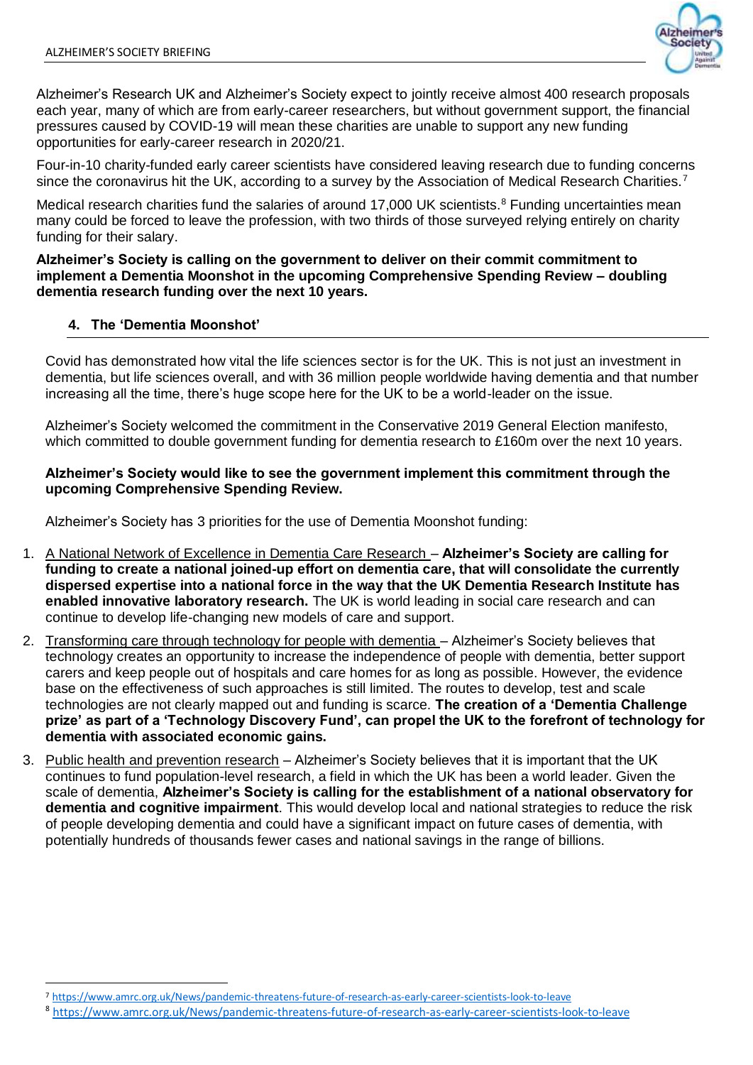Alzheimer's Research UK and Alzheimer's Society expect to jointly receive almost 400 research proposals each year, many of which are from early-career researchers, but without government support, the financial pressures caused by COVID-19 will mean these charities are unable to support any new funding opportunities for early-career research in 2020/21.

Four-in-10 charity-funded early career scientists have considered leaving research due to funding concerns since the coronavirus hit the UK, according to a survey by the Association of Medical Research Charities.[7]

Medical research charities fund the salaries of around 17,000 UK scientists.[8] Funding uncertainties mean many could be forced to leave the profession, with two thirds of those surveyed relying entirely on charity funding for their salary.

**Alzheimer's Society is calling on the government to deliver on their commit commitment to implement a Dementia Moonshot in the upcoming Comprehensive Spending Review – doubling dementia research funding over the next 10 years.**

## 4. The 'Dementia Moonshot'

Covid has demonstrated how vital the life sciences sector is for the UK. This is not just an investment in dementia, but life sciences overall, and with 36 million people worldwide having dementia and that number increasing all the time, there's huge scope here for the UK to be a world-leader on the issue.

Alzheimer's Society welcomed the commitment in the Conservative 2019 General Election manifesto, which committed to double government funding for dementia research to £160m over the next 10 years.

**Alzheimer's Society would like to see the government implement this commitment through the upcoming Comprehensive Spending Review.**

Alzheimer's Society has 3 priorities for the use of Dementia Moonshot funding:

1. A National Network of Excellence in Dementia Care Research – **Alzheimer's Society are calling for funding to create a national joined-up effort on dementia care, that will consolidate the currently dispersed expertise into a national force in the way that the UK Dementia Research Institute has enabled innovative laboratory research.** The UK is world leading in social care research and can continue to develop life-changing new models of care and support.
2. Transforming care through technology for people with dementia – Alzheimer's Society believes that technology creates an opportunity to increase the independence of people with dementia, better support carers and keep people out of hospitals and care homes for as long as possible. However, the evidence base on the effectiveness of such approaches is still limited. The routes to develop, test and scale technologies are not clearly mapped out and funding is scarce. **The creation of a 'Dementia Challenge prize' as part of a 'Technology Discovery Fund', can propel the UK to the forefront of technology for dementia with associated economic gains.**
3. Public health and prevention research – Alzheimer's Society believes that it is important that the UK continues to fund population-level research, a field in which the UK has been a world leader. Given the scale of dementia, **Alzheimer's Society is calling for the establishment of a national observatory for dementia and cognitive impairment**. This would develop local and national strategies to reduce the risk of people developing dementia and could have a significant impact on future cases of dementia, with potentially hundreds of thousands fewer cases and national savings in the range of billions.

---

[7] https://www.amrc.org.uk/News/pandemic-threatens-future-of-research-as-early-career-scientists-look-to-leave

[8] https://www.amrc.org.uk/News/pandemic-threatens-future-of-research-as-early-career-scientists-look-to-leave